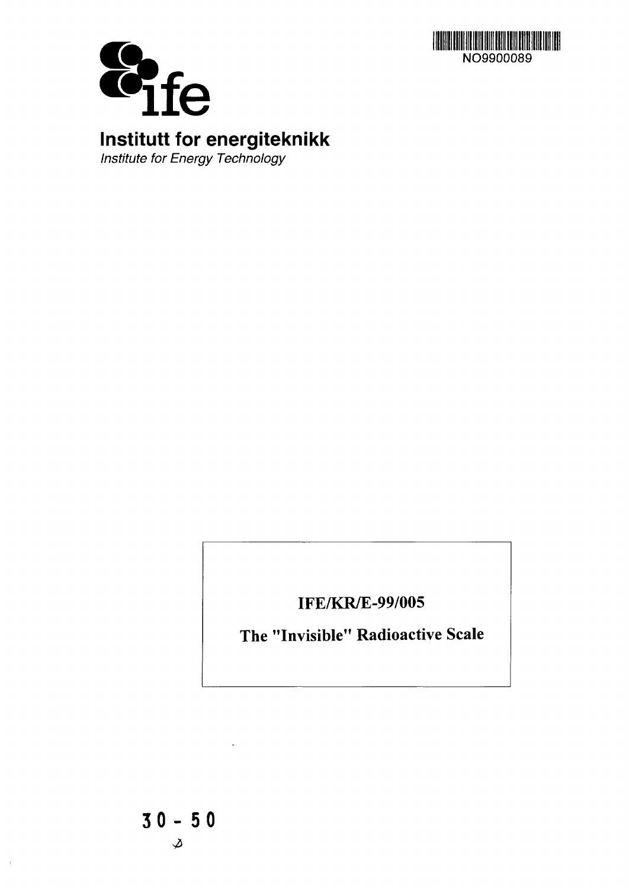NO9900089

# Institutt for energiteknikk

*Institute for Energy Technology*

**IFE/KR/E-99/005**

**The "Invisible" Radioactive Scale**

30 - 50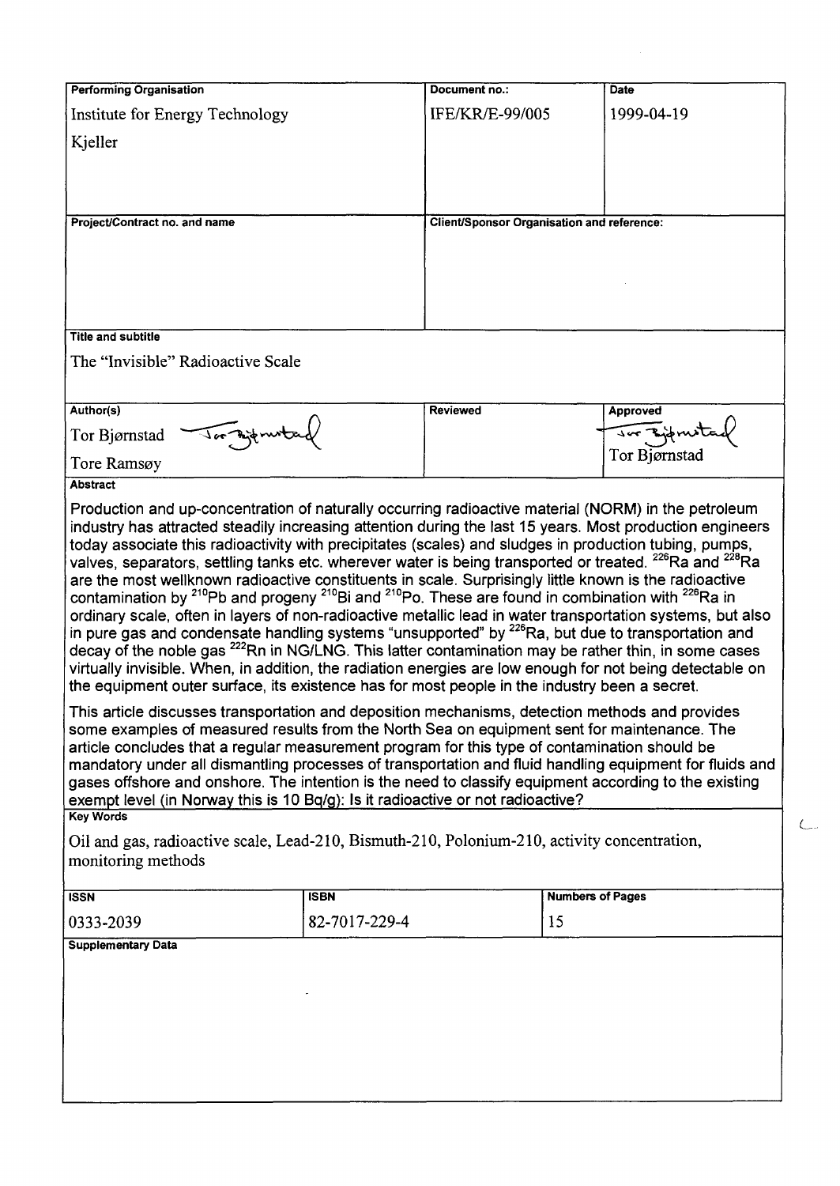| Performing Organisation | Document no.: | Date |
| --- | --- | --- |
| Institute for Energy Technology<br>Kjeller | IFE/KR/E-99/005 | 1999-04-19 |

| Project/Contract no. and name | Client/Sponsor Organisation and reference: |
| --- | --- |
| | |

**Title and subtitle**

The "Invisible" Radioactive Scale

| Author(s) | Reviewed | Approved |
| --- | --- | --- |
| Tor Bjørnstad<br>Tore Ramsøy | | Tor Bjørnstad |

**Abstract**

Production and up-concentration of naturally occurring radioactive material (NORM) in the petroleum industry has attracted steadily increasing attention during the last 15 years. Most production engineers today associate this radioactivity with precipitates (scales) and sludges in production tubing, pumps, valves, separators, settling tanks etc. wherever water is being transported or treated. $^{226}$Ra and $^{228}$Ra are the most wellknown radioactive constituents in scale. Surprisingly little known is the radioactive contamination by $^{210}$Pb and progeny $^{210}$Bi and $^{210}$Po. These are found in combination with $^{226}$Ra in ordinary scale, often in layers of non-radioactive metallic lead in water transportation systems, but also in pure gas and condensate handling systems "unsupported" by $^{226}$Ra, but due to transportation and decay of the noble gas $^{222}$Rn in NG/LNG. This latter contamination may be rather thin, in some cases virtually invisible. When, in addition, the radiation energies are low enough for not being detectable on the equipment outer surface, its existence has for most people in the industry been a secret.

This article discusses transportation and deposition mechanisms, detection methods and provides some examples of measured results from the North Sea on equipment sent for maintenance. The article concludes that a regular measurement program for this type of contamination should be mandatory under all dismantling processes of transportation and fluid handling equipment for fluids and gases offshore and onshore. The intention is the need to classify equipment according to the existing exempt level (in Norway this is 10 Bq/g): Is it radioactive or not radioactive?

**Key Words**

Oil and gas, radioactive scale, Lead-210, Bismuth-210, Polonium-210, activity concentration, monitoring methods

| ISSN | ISBN | Numbers of Pages |
| --- | --- | --- |
| 0333-2039 | 82-7017-229-4 | 15 |

**Supplementary Data**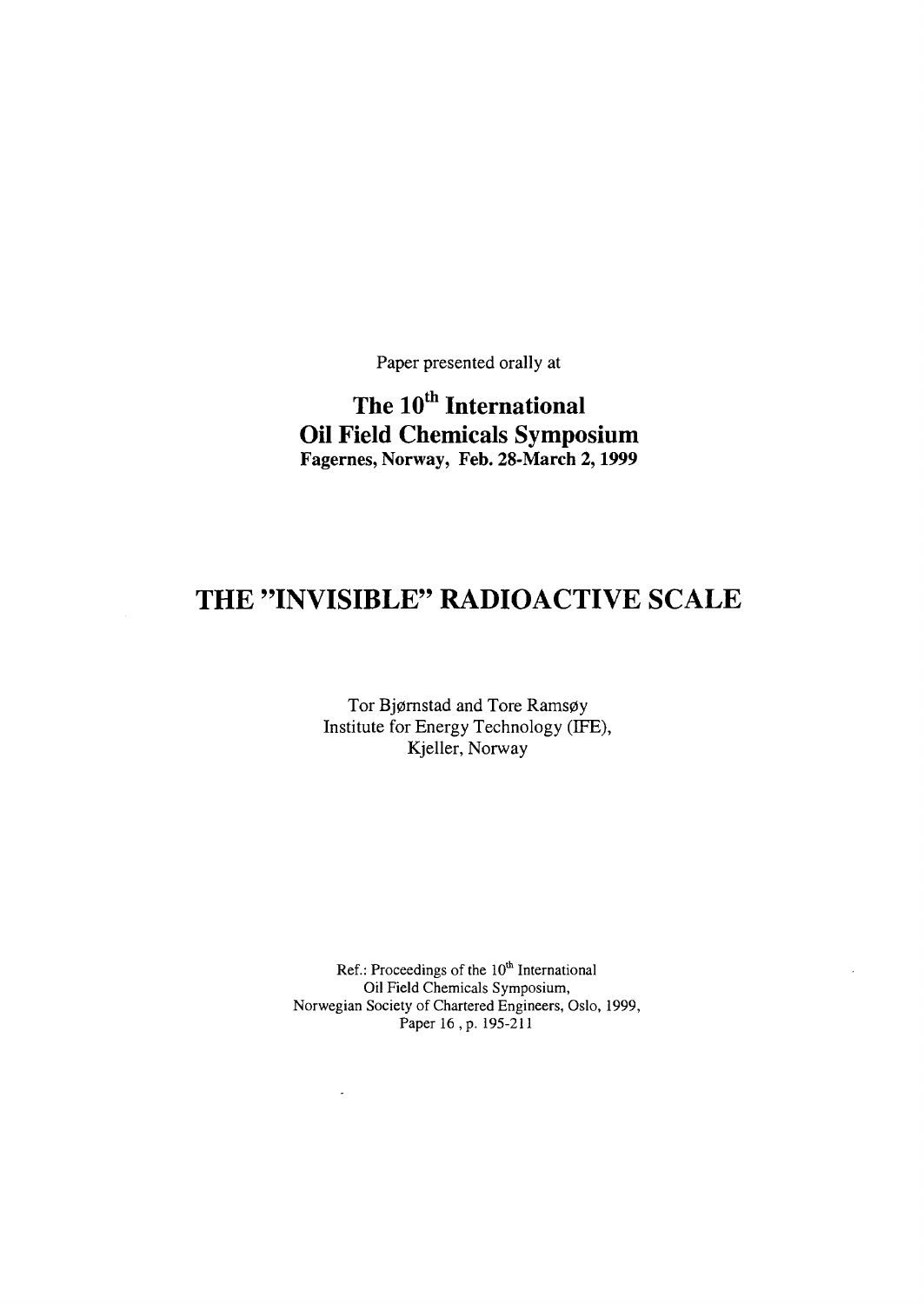Paper presented orally at

**The 10$^{th}$ International**
**Oil Field Chemicals Symposium**
**Fagernes, Norway, Feb. 28-March 2, 1999**

# THE "INVISIBLE" RADIOACTIVE SCALE

Tor Bjørnstad and Tore Ramsøy
Institute for Energy Technology (IFE),
Kjeller, Norway

Ref.: Proceedings of the 10$^{th}$ International
Oil Field Chemicals Symposium,
Norwegian Society of Chartered Engineers, Oslo, 1999,
Paper 16 , p. 195-211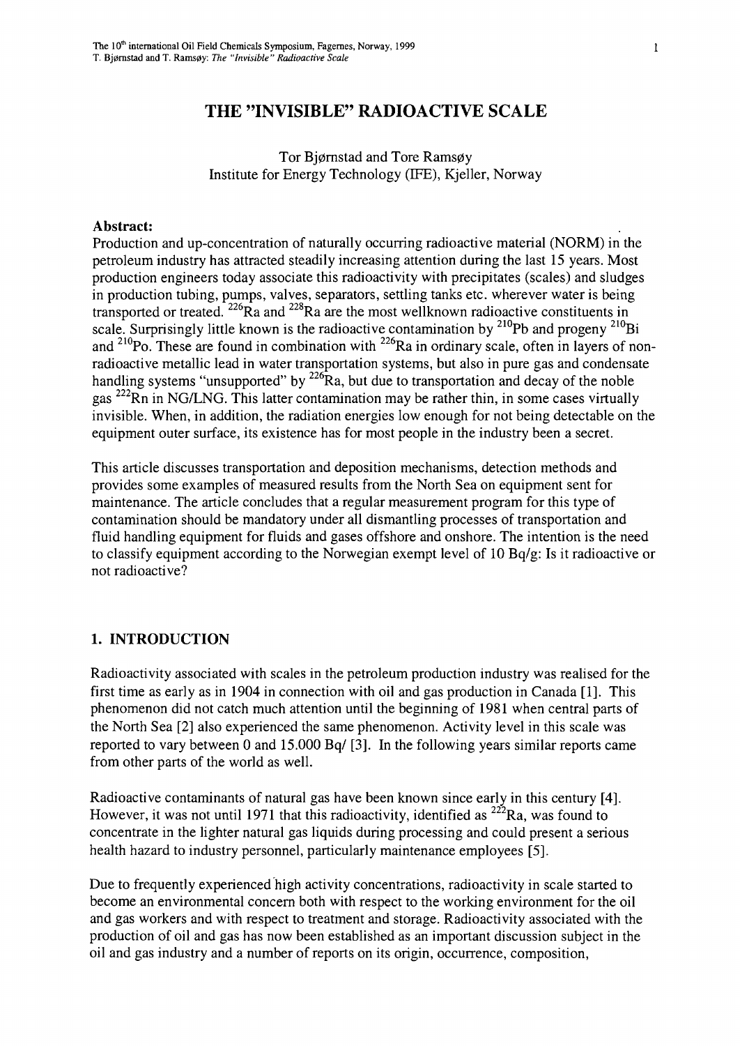# THE "INVISIBLE" RADIOACTIVE SCALE

Tor Bjørnstad and Tore Ramsøy
Institute for Energy Technology (IFE), Kjeller, Norway

**Abstract:**
Production and up-concentration of naturally occurring radioactive material (NORM) in the petroleum industry has attracted steadily increasing attention during the last 15 years. Most production engineers today associate this radioactivity with precipitates (scales) and sludges in production tubing, pumps, valves, separators, settling tanks etc. wherever water is being transported or treated. $^{226}$Ra and $^{228}$Ra are the most wellknown radioactive constituents in scale. Surprisingly little known is the radioactive contamination by $^{210}$Pb and progeny $^{210}$Bi and $^{210}$Po. These are found in combination with $^{226}$Ra in ordinary scale, often in layers of non-radioactive metallic lead in water transportation systems, but also in pure gas and condensate handling systems "unsupported" by $^{226}$Ra, but due to transportation and decay of the noble gas $^{222}$Rn in NG/LNG. This latter contamination may be rather thin, in some cases virtually invisible. When, in addition, the radiation energies low enough for not being detectable on the equipment outer surface, its existence has for most people in the industry been a secret.

This article discusses transportation and deposition mechanisms, detection methods and provides some examples of measured results from the North Sea on equipment sent for maintenance. The article concludes that a regular measurement program for this type of contamination should be mandatory under all dismantling processes of transportation and fluid handling equipment for fluids and gases offshore and onshore. The intention is the need to classify equipment according to the Norwegian exempt level of 10 Bq/g: Is it radioactive or not radioactive?

## 1. INTRODUCTION

Radioactivity associated with scales in the petroleum production industry was realised for the first time as early as in 1904 in connection with oil and gas production in Canada [1]. This phenomenon did not catch much attention until the beginning of 1981 when central parts of the North Sea [2] also experienced the same phenomenon. Activity level in this scale was reported to vary between 0 and 15.000 Bq/ [3]. In the following years similar reports came from other parts of the world as well.

Radioactive contaminants of natural gas have been known since early in this century [4]. However, it was not until 1971 that this radioactivity, identified as $^{222}$Ra, was found to concentrate in the lighter natural gas liquids during processing and could present a serious health hazard to industry personnel, particularly maintenance employees [5].

Due to frequently experienced high activity concentrations, radioactivity in scale started to become an environmental concern both with respect to the working environment for the oil and gas workers and with respect to treatment and storage. Radioactivity associated with the production of oil and gas has now been established as an important discussion subject in the oil and gas industry and a number of reports on its origin, occurrence, composition,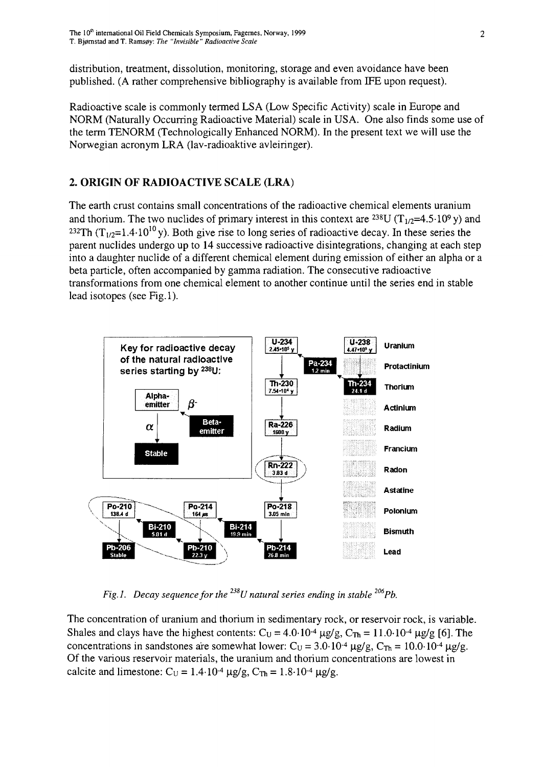distribution, treatment, dissolution, monitoring, storage and even avoidance have been published. (A rather comprehensive bibliography is available from IFE upon request).

Radioactive scale is commonly termed LSA (Low Specific Activity) scale in Europe and NORM (Naturally Occurring Radioactive Material) scale in USA. One also finds some use of the term TENORM (Technologically Enhanced NORM). In the present text we will use the Norwegian acronym LRA (lav-radioaktive avleiringer).

## 2. ORIGIN OF RADIOACTIVE SCALE (LRA)

The earth crust contains small concentrations of the radioactive chemical elements uranium and thorium. The two nuclides of primary interest in this context are $^{238}U$ ($T_{1/2}=4.5\cdot10^9$ y) and $^{232}Th$ ($T_{1/2}=1.4\cdot10^{10}$ y). Both give rise to long series of radioactive decay. In these series the parent nuclides undergo up to 14 successive radioactive disintegrations, changing at each step into a daughter nuclide of a different chemical element during emission of either an alpha or a beta particle, often accompanied by gamma radiation. The consecutive radioactive transformations from one chemical element to another continue until the series end in stable lead isotopes (see Fig.1).

*Fig.1. Decay sequence for the $^{238}U$ natural series ending in stable $^{206}Pb$.*

The concentration of uranium and thorium in sedimentary rock, or reservoir rock, is variable. Shales and clays have the highest contents: $C_U = 4.0\cdot10^{-4}$ μg/g, $C_{Th} = 11.0\cdot10^{-4}$ μg/g [6]. The concentrations in sandstones are somewhat lower: $C_U = 3.0\cdot10^{-4}$ μg/g, $C_{Th} = 10.0\cdot10^{-4}$ μg/g. Of the various reservoir materials, the uranium and thorium concentrations are lowest in calcite and limestone: $C_U = 1.4\cdot10^{-4}$ μg/g, $C_{Th} = 1.8\cdot10^{-4}$ μg/g.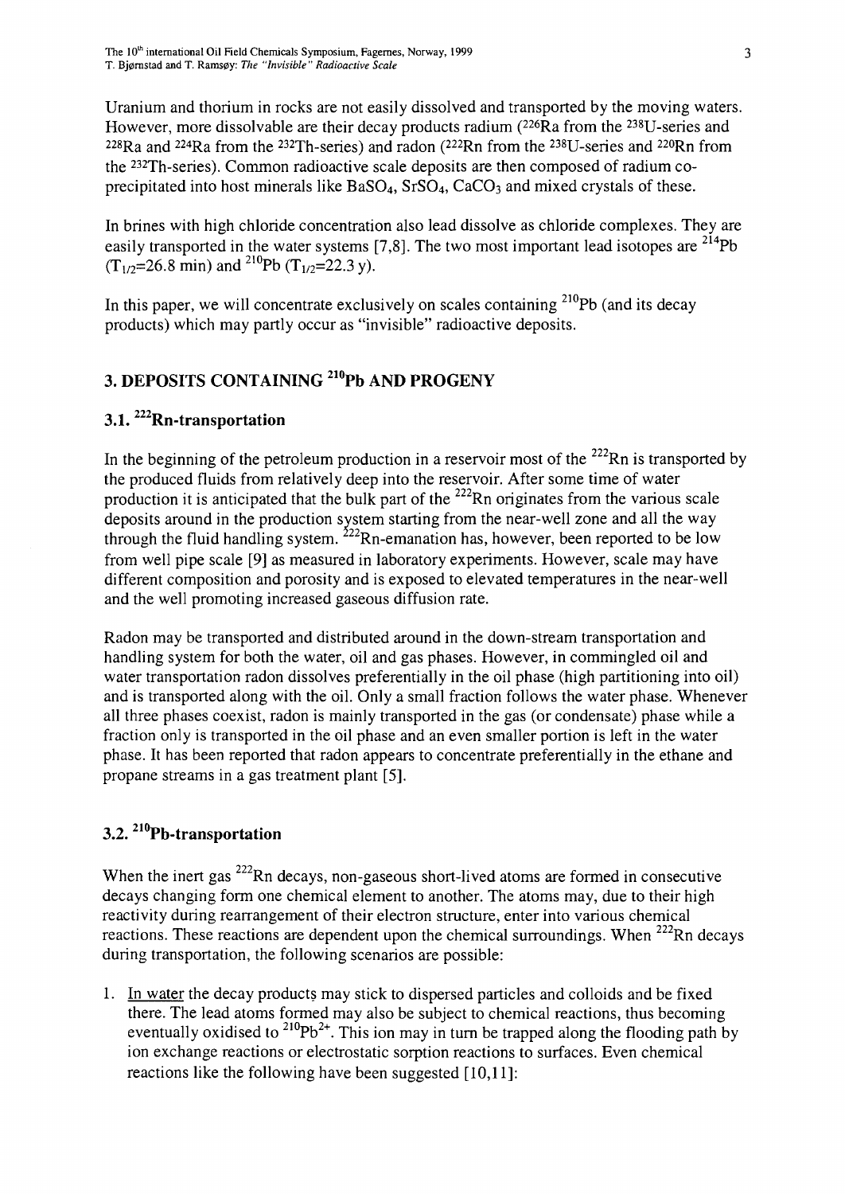Uranium and thorium in rocks are not easily dissolved and transported by the moving waters. However, more dissolvable are their decay products radium ($^{226}Ra$ from the $^{238}U$-series and $^{228}Ra$ and $^{224}Ra$ from the $^{232}Th$-series) and radon ($^{222}Rn$ from the $^{238}U$-series and $^{220}Rn$ from the $^{232}Th$-series). Common radioactive scale deposits are then composed of radium co-precipitated into host minerals like $BaSO_4$, $SrSO_4$, $CaCO_3$ and mixed crystals of these.

In brines with high chloride concentration also lead dissolve as chloride complexes. They are easily transported in the water systems [7,8]. The two most important lead isotopes are $^{214}Pb$ ($T_{1/2}$=26.8 min) and $^{210}Pb$ ($T_{1/2}$=22.3 y).

In this paper, we will concentrate exclusively on scales containing $^{210}Pb$ (and its decay products) which may partly occur as "invisible" radioactive deposits.

## 3. DEPOSITS CONTAINING $^{210}Pb$ AND PROGENY

### 3.1. $^{222}Rn$-transportation

In the beginning of the petroleum production in a reservoir most of the $^{222}Rn$ is transported by the produced fluids from relatively deep into the reservoir. After some time of water production it is anticipated that the bulk part of the $^{222}Rn$ originates from the various scale deposits around in the production system starting from the near-well zone and all the way through the fluid handling system. $^{222}Rn$-emanation has, however, been reported to be low from well pipe scale [9] as measured in laboratory experiments. However, scale may have different composition and porosity and is exposed to elevated temperatures in the near-well and the well promoting increased gaseous diffusion rate.

Radon may be transported and distributed around in the down-stream transportation and handling system for both the water, oil and gas phases. However, in commingled oil and water transportation radon dissolves preferentially in the oil phase (high partitioning into oil) and is transported along with the oil. Only a small fraction follows the water phase. Whenever all three phases coexist, radon is mainly transported in the gas (or condensate) phase while a fraction only is transported in the oil phase and an even smaller portion is left in the water phase. It has been reported that radon appears to concentrate preferentially in the ethane and propane streams in a gas treatment plant [5].

### 3.2. $^{210}Pb$-transportation

When the inert gas $^{222}Rn$ decays, non-gaseous short-lived atoms are formed in consecutive decays changing form one chemical element to another. The atoms may, due to their high reactivity during rearrangement of their electron structure, enter into various chemical reactions. These reactions are dependent upon the chemical surroundings. When $^{222}Rn$ decays during transportation, the following scenarios are possible:

1. In water the decay products may stick to dispersed particles and colloids and be fixed there. The lead atoms formed may also be subject to chemical reactions, thus becoming eventually oxidised to $^{210}Pb^{2+}$. This ion may in turn be trapped along the flooding path by ion exchange reactions or electrostatic sorption reactions to surfaces. Even chemical reactions like the following have been suggested [10,11]: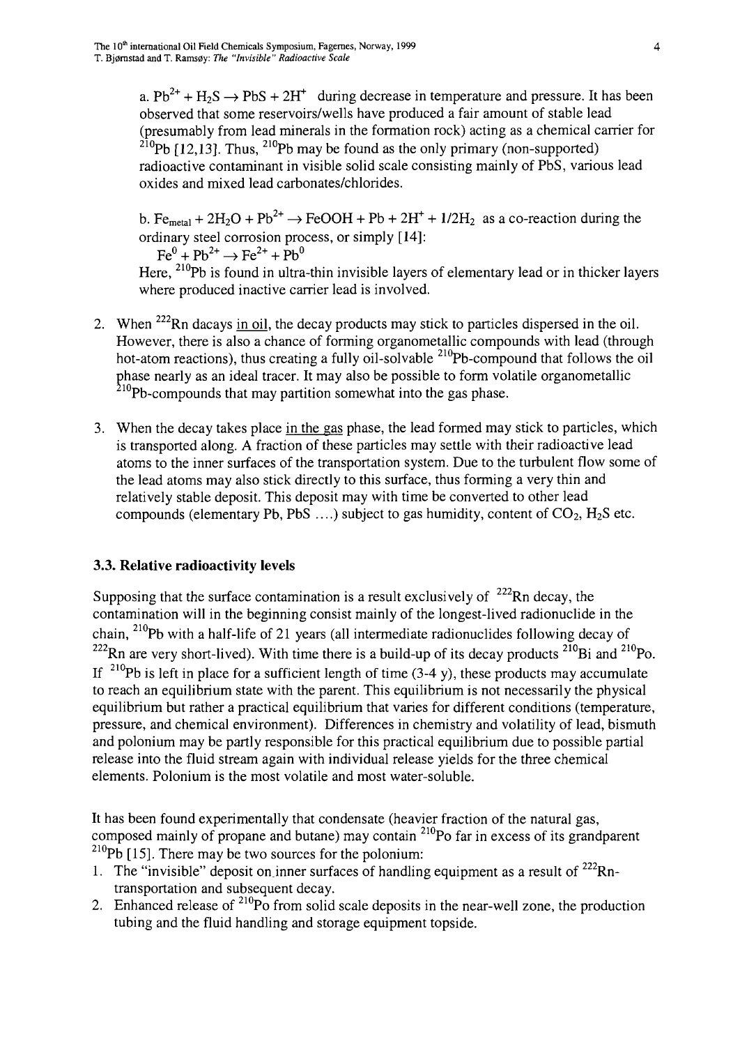a. $Pb^{2+} + H_2S \rightarrow PbS + 2H^+$ during decrease in temperature and pressure. It has been observed that some reservoirs/wells have produced a fair amount of stable lead (presumably from lead minerals in the formation rock) acting as a chemical carrier for $^{210}Pb$ [12,13]. Thus, $^{210}Pb$ may be found as the only primary (non-supported) radioactive contaminant in visible solid scale consisting mainly of PbS, various lead oxides and mixed lead carbonates/chlorides.

b. $Fe_{metal} + 2H_2O + Pb^{2+} \rightarrow FeOOH + Pb + 2H^+ + 1/2H_2$ as a co-reaction during the ordinary steel corrosion process, or simply [14]:

$Fe^0 + Pb^{2+} \rightarrow Fe^{2+} + Pb^0$

Here, $^{210}Pb$ is found in ultra-thin invisible layers of elementary lead or in thicker layers where produced inactive carrier lead is involved.

2. When $^{222}Rn$ dacays <u>in oil</u>, the decay products may stick to particles dispersed in the oil. However, there is also a chance of forming organometallic compounds with lead (through hot-atom reactions), thus creating a fully oil-solvable $^{210}Pb$-compound that follows the oil phase nearly as an ideal tracer. It may also be possible to form volatile organometallic $^{210}Pb$-compounds that may partition somewhat into the gas phase.

3. When the decay takes place <u>in the gas</u> phase, the lead formed may stick to particles, which is transported along. A fraction of these particles may settle with their radioactive lead atoms to the inner surfaces of the transportation system. Due to the turbulent flow some of the lead atoms may also stick directly to this surface, thus forming a very thin and relatively stable deposit. This deposit may with time be converted to other lead compounds (elementary Pb, PbS ....) subject to gas humidity, content of $CO_2$, $H_2S$ etc.

### 3.3. Relative radioactivity levels

Supposing that the surface contamination is a result exclusively of $^{222}Rn$ decay, the contamination will in the beginning consist mainly of the longest-lived radionuclide in the chain, $^{210}Pb$ with a half-life of 21 years (all intermediate radionuclides following decay of $^{222}Rn$ are very short-lived). With time there is a build-up of its decay products $^{210}Bi$ and $^{210}Po$. If $^{210}Pb$ is left in place for a sufficient length of time (3-4 y), these products may accumulate to reach an equilibrium state with the parent. This equilibrium is not necessarily the physical equilibrium but rather a practical equilibrium that varies for different conditions (temperature, pressure, and chemical environment). Differences in chemistry and volatility of lead, bismuth and polonium may be partly responsible for this practical equilibrium due to possible partial release into the fluid stream again with individual release yields for the three chemical elements. Polonium is the most volatile and most water-soluble.

It has been found experimentally that condensate (heavier fraction of the natural gas, composed mainly of propane and butane) may contain $^{210}Po$ far in excess of its grandparent $^{210}Pb$ [15]. There may be two sources for the polonium:

1. The "invisible" deposit on inner surfaces of handling equipment as a result of $^{222}Rn$-transportation and subsequent decay.
2. Enhanced release of $^{210}Po$ from solid scale deposits in the near-well zone, the production tubing and the fluid handling and storage equipment topside.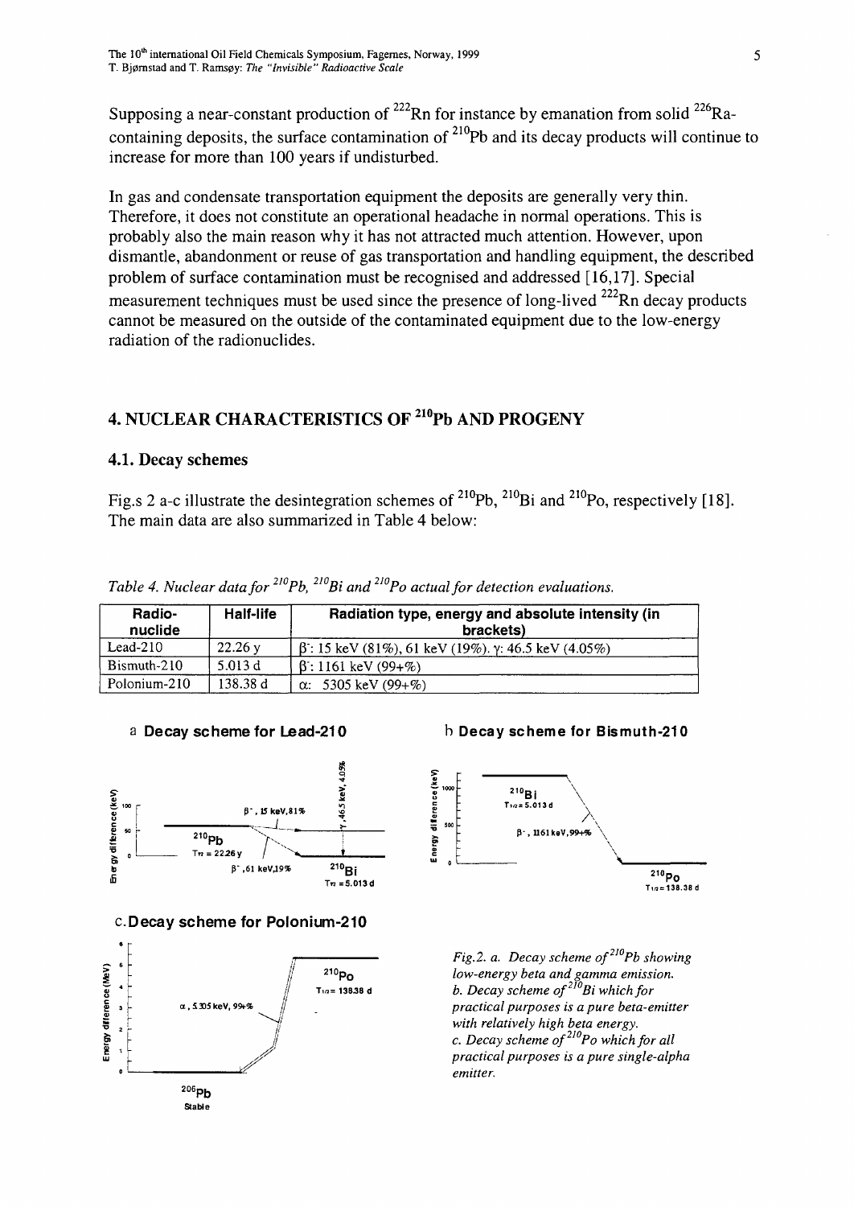Supposing a near-constant production of $^{222}Rn$ for instance by emanation from solid $^{226}Ra$-containing deposits, the surface contamination of $^{210}Pb$ and its decay products will continue to increase for more than 100 years if undisturbed.

In gas and condensate transportation equipment the deposits are generally very thin. Therefore, it does not constitute an operational headache in normal operations. This is probably also the main reason why it has not attracted much attention. However, upon dismantle, abandonment or reuse of gas transportation and handling equipment, the described problem of surface contamination must be recognised and addressed [16,17]. Special measurement techniques must be used since the presence of long-lived $^{222}Rn$ decay products cannot be measured on the outside of the contaminated equipment due to the low-energy radiation of the radionuclides.

## 4. NUCLEAR CHARACTERISTICS OF $^{210}Pb$ AND PROGENY

### 4.1. Decay schemes

Fig.s 2 a-c illustrate the desintegration schemes of $^{210}Pb$, $^{210}Bi$ and $^{210}Po$, respectively [18]. The main data are also summarized in Table 4 below:

*Table 4. Nuclear data for $^{210}Pb$, $^{210}Bi$ and $^{210}Po$ actual for detection evaluations.*

| Radio-nuclide | Half-life | Radiation type, energy and absolute intensity (in brackets) |
|---|---|---|
| Lead-210 | 22.26 y | $\beta^-$: 15 keV (81%), 61 keV (19%). $\gamma$: 46.5 keV (4.05%) |
| Bismuth-210 | 5.013 d | $\beta^-$: 1161 keV (99+%) |
| Polonium-210 | 138.38 d | $\alpha$: 5305 keV (99+%) |

*Fig.2. a. Decay scheme of $^{210}Pb$ showing low-energy beta and gamma emission.*
*b. Decay scheme of $^{210}Bi$ which for practical purposes is a pure beta-emitter with relatively high beta energy.*
*c. Decay scheme of $^{210}Po$ which for all practical purposes is a pure single-alpha emitter.*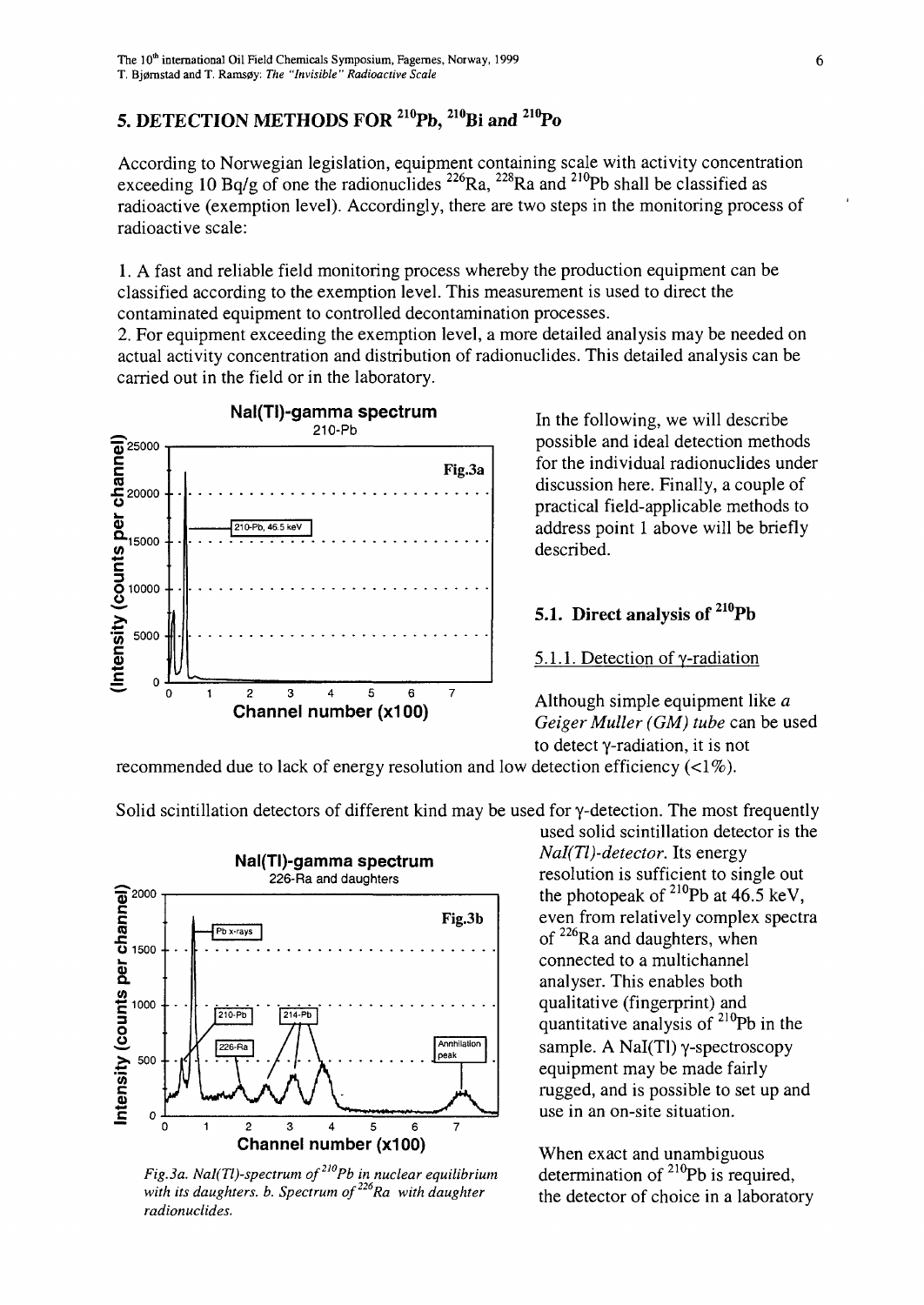## 5. DETECTION METHODS FOR $^{210}Pb$, $^{210}Bi$ and $^{210}Po$

According to Norwegian legislation, equipment containing scale with activity concentration exceeding 10 Bq/g of one the radionuclides $^{226}Ra$, $^{228}Ra$ and $^{210}Pb$ shall be classified as radioactive (exemption level). Accordingly, there are two steps in the monitoring process of radioactive scale:

1. A fast and reliable field monitoring process whereby the production equipment can be classified according to the exemption level. This measurement is used to direct the contaminated equipment to controlled decontamination processes.
2. For equipment exceeding the exemption level, a more detailed analysis may be needed on actual activity concentration and distribution of radionuclides. This detailed analysis can be carried out in the field or in the laboratory.

In the following, we will describe possible and ideal detection methods for the individual radionuclides under discussion here. Finally, a couple of practical field-applicable methods to address point 1 above will be briefly described.

### 5.1. Direct analysis of $^{210}Pb$

5.1.1. Detection of $\gamma$-radiation

Although simple equipment like *a Geiger Muller (GM) tube* can be used to detect $\gamma$-radiation, it is not recommended due to lack of energy resolution and low detection efficiency (<1%).

Solid scintillation detectors of different kind may be used for $\gamma$-detection. The most frequently used solid scintillation detector is the *NaI(Tl)-detector.* Its energy resolution is sufficient to single out the photopeak of $^{210}Pb$ at 46.5 keV, even from relatively complex spectra of $^{226}Ra$ and daughters, when connected to a multichannel analyser. This enables both qualitative (fingerprint) and quantitative analysis of $^{210}Pb$ in the sample. A NaI(Tl) $\gamma$-spectroscopy equipment may be made fairly rugged, and is possible to set up and use in an on-site situation.

*Fig.3a. NaI(Tl)-spectrum of $^{210}Pb$ in nuclear equilibrium with its daughters. b. Spectrum of $^{226}Ra$ with daughter radionuclides.*

When exact and unambiguous determination of $^{210}Pb$ is required, the detector of choice in a laboratory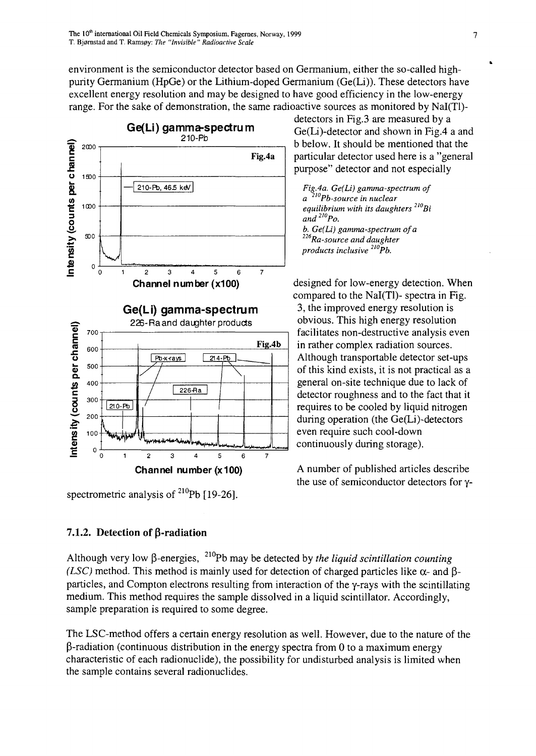environment is the semiconductor detector based on Germanium, either the so-called high-purity Germanium (HpGe) or the Lithium-doped Germanium (Ge(Li)). These detectors have excellent energy resolution and may be designed to have good efficiency in the low-energy range. For the sake of demonstration, the same radioactive sources as monitored by NaI(Tl)-detectors in Fig.3 are measured by a Ge(Li)-detector and shown in Fig.4 a and b below. It should be mentioned that the particular detector used here is a "general purpose" detector and not especially designed for low-energy detection. When compared to the NaI(Tl)- spectra in Fig. 3, the improved energy resolution is obvious. This high energy resolution facilitates non-destructive analysis even in rather complex radiation sources. Although transportable detector set-ups of this kind exists, it is not practical as a general on-site technique due to lack of detector roughness and to the fact that it requires to be cooled by liquid nitrogen during operation (the Ge(Li)-detectors even require such cool-down continuously during storage).

*Fig.4a. Ge(Li) gamma-spectrum of a $^{210}$Pb-source in nuclear equilibrium with its daughters $^{210}$Bi and $^{210}$Po.*
*b. Ge(Li) gamma-spectrum of a $^{226}$Ra-source and daughter products inclusive $^{210}$Pb.*

A number of published articles describe the use of semiconductor detectors for γ-spectrometric analysis of $^{210}$Pb [19-26].

### 7.1.2. Detection of β-radiation

Although very low β-energies, $^{210}$Pb may be detected by *the liquid scintillation counting (LSC)* method. This method is mainly used for detection of charged particles like α- and β-particles, and Compton electrons resulting from interaction of the γ-rays with the scintillating medium. This method requires the sample dissolved in a liquid scintillator. Accordingly, sample preparation is required to some degree.

The LSC-method offers a certain energy resolution as well. However, due to the nature of the β-radiation (continuous distribution in the energy spectra from 0 to a maximum energy characteristic of each radionuclide), the possibility for undisturbed analysis is limited when the sample contains several radionuclides.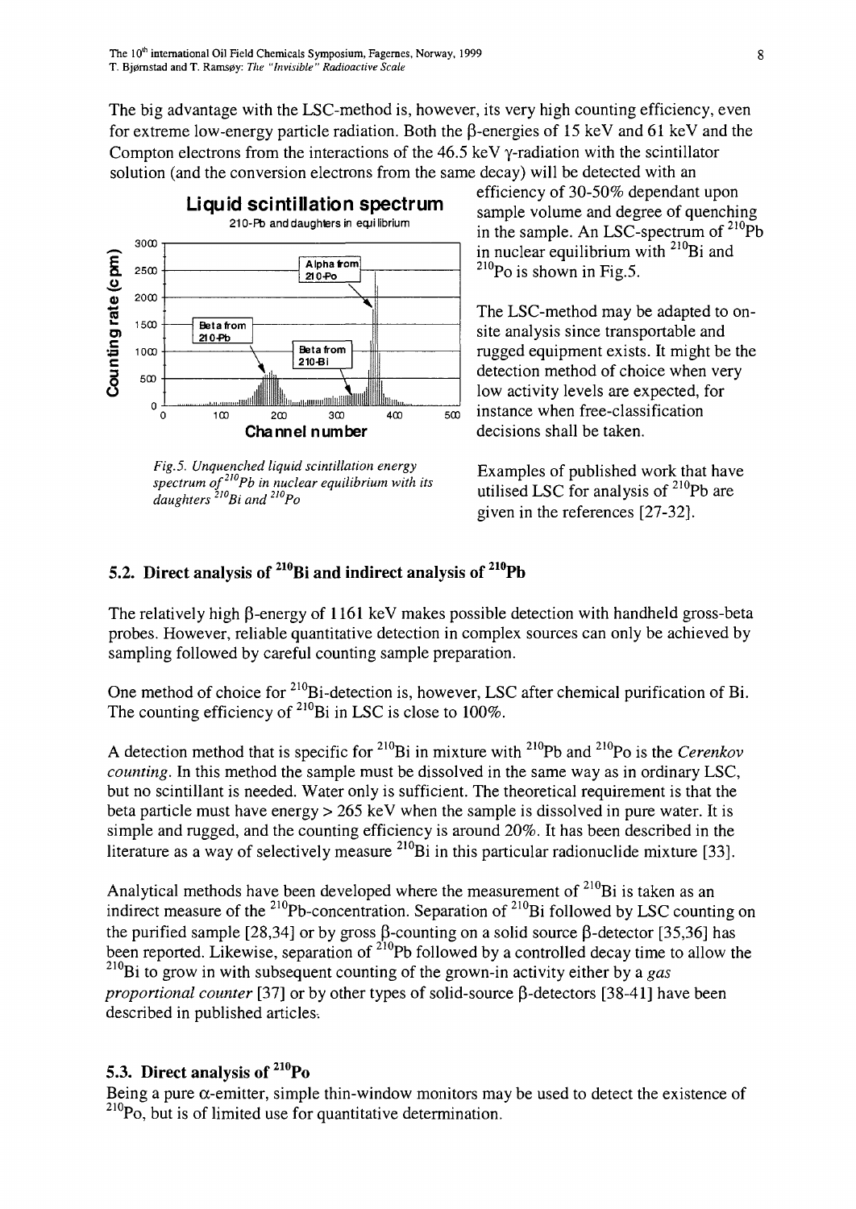The big advantage with the LSC-method is, however, its very high counting efficiency, even for extreme low-energy particle radiation. Both the $\beta$-energies of 15 keV and 61 keV and the Compton electrons from the interactions of the 46.5 keV $\gamma$-radiation with the scintillator solution (and the conversion electrons from the same decay) will be detected with an efficiency of 30-50% dependant upon sample volume and degree of quenching in the sample. An LSC-spectrum of $^{210}Pb$ in nuclear equilibrium with $^{210}Bi$ and $^{210}Po$ is shown in Fig.5.

*Fig.5. Unquenched liquid scintillation energy spectrum of $^{210}Pb$ in nuclear equilibrium with its daughters $^{210}Bi$ and $^{210}Po$*

The LSC-method may be adapted to on-site analysis since transportable and rugged equipment exists. It might be the detection method of choice when very low activity levels are expected, for instance when free-classification decisions shall be taken.

Examples of published work that have utilised LSC for analysis of $^{210}Pb$ are given in the references [27-32].

## 5.2. Direct analysis of $^{210}Bi$ and indirect analysis of $^{210}Pb$

The relatively high $\beta$-energy of 1161 keV makes possible detection with handheld gross-beta probes. However, reliable quantitative detection in complex sources can only be achieved by sampling followed by careful counting sample preparation.

One method of choice for $^{210}Bi$-detection is, however, LSC after chemical purification of Bi. The counting efficiency of $^{210}Bi$ in LSC is close to 100%.

A detection method that is specific for $^{210}Bi$ in mixture with $^{210}Pb$ and $^{210}Po$ is the *Cerenkov counting*. In this method the sample must be dissolved in the same way as in ordinary LSC, but no scintillant is needed. Water only is sufficient. The theoretical requirement is that the beta particle must have energy > 265 keV when the sample is dissolved in pure water. It is simple and rugged, and the counting efficiency is around 20%. It has been described in the literature as a way of selectively measure $^{210}Bi$ in this particular radionuclide mixture [33].

Analytical methods have been developed where the measurement of $^{210}Bi$ is taken as an indirect measure of the $^{210}Pb$-concentration. Separation of $^{210}Bi$ followed by LSC counting on the purified sample [28,34] or by gross $\beta$-counting on a solid source $\beta$-detector [35,36] has been reported. Likewise, separation of $^{210}Pb$ followed by a controlled decay time to allow the $^{210}Bi$ to grow in with subsequent counting of the grown-in activity either by a *gas proportional counter* [37] or by other types of solid-source $\beta$-detectors [38-41] have been described in published articles.

## 5.3. Direct analysis of $^{210}Po$

Being a pure $\alpha$-emitter, simple thin-window monitors may be used to detect the existence of $^{210}Po$, but is of limited use for quantitative determination.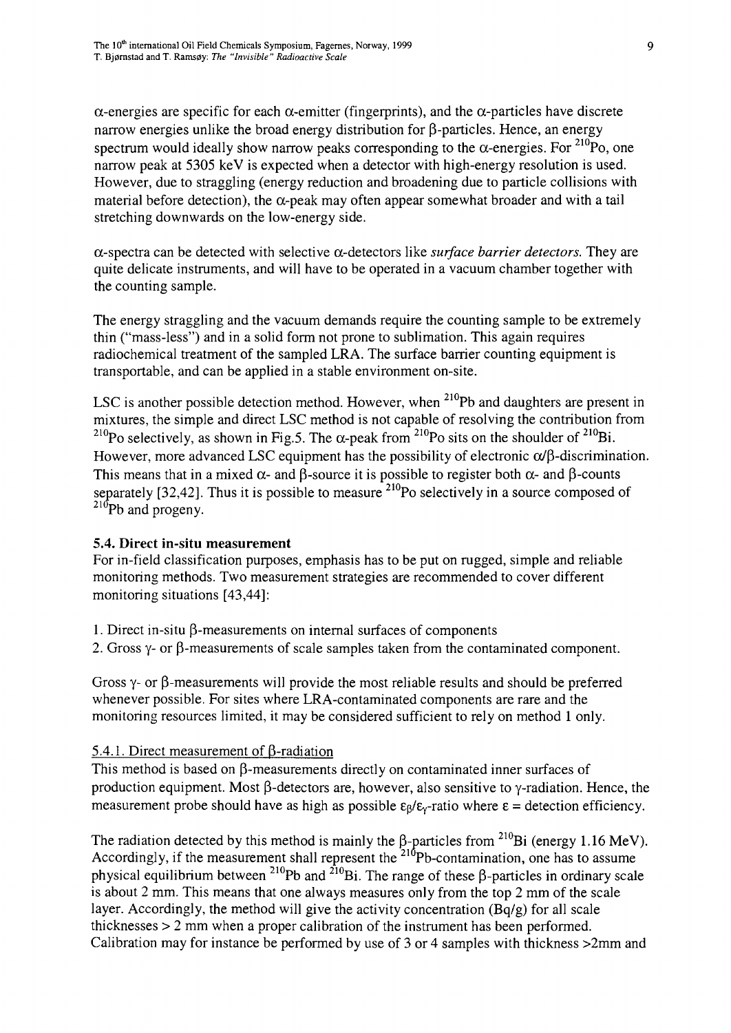α-energies are specific for each α-emitter (fingerprints), and the α-particles have discrete narrow energies unlike the broad energy distribution for β-particles. Hence, an energy spectrum would ideally show narrow peaks corresponding to the α-energies. For $^{210}$Po, one narrow peak at 5305 keV is expected when a detector with high-energy resolution is used. However, due to straggling (energy reduction and broadening due to particle collisions with material before detection), the α-peak may often appear somewhat broader and with a tail stretching downwards on the low-energy side.

α-spectra can be detected with selective α-detectors like *surface barrier detectors.* They are quite delicate instruments, and will have to be operated in a vacuum chamber together with the counting sample.

The energy straggling and the vacuum demands require the counting sample to be extremely thin ("mass-less") and in a solid form not prone to sublimation. This again requires radiochemical treatment of the sampled LRA. The surface barrier counting equipment is transportable, and can be applied in a stable environment on-site.

LSC is another possible detection method. However, when $^{210}$Pb and daughters are present in mixtures, the simple and direct LSC method is not capable of resolving the contribution from $^{210}$Po selectively, as shown in Fig.5. The α-peak from $^{210}$Po sits on the shoulder of $^{210}$Bi. However, more advanced LSC equipment has the possibility of electronic α/β-discrimination. This means that in a mixed α- and β-source it is possible to register both α- and β-counts separately [32,42]. Thus it is possible to measure $^{210}$Po selectively in a source composed of $^{210}$Pb and progeny.

**5.4. Direct in-situ measurement**

For in-field classification purposes, emphasis has to be put on rugged, simple and reliable monitoring methods. Two measurement strategies are recommended to cover different monitoring situations [43,44]:

1. Direct in-situ β-measurements on internal surfaces of components
2. Gross γ- or β-measurements of scale samples taken from the contaminated component.

Gross γ- or β-measurements will provide the most reliable results and should be preferred whenever possible. For sites where LRA-contaminated components are rare and the monitoring resources limited, it may be considered sufficient to rely on method 1 only.

5.4.1. Direct measurement of β-radiation

This method is based on β-measurements directly on contaminated inner surfaces of production equipment. Most β-detectors are, however, also sensitive to γ-radiation. Hence, the measurement probe should have as high as possible $\varepsilon_\beta/\varepsilon_\gamma$-ratio where $\varepsilon$ = detection efficiency.

The radiation detected by this method is mainly the β-particles from $^{210}$Bi (energy 1.16 MeV). Accordingly, if the measurement shall represent the $^{210}$Pb-contamination, one has to assume physical equilibrium between $^{210}$Pb and $^{210}$Bi. The range of these β-particles in ordinary scale is about 2 mm. This means that one always measures only from the top 2 mm of the scale layer. Accordingly, the method will give the activity concentration (Bq/g) for all scale thicknesses > 2 mm when a proper calibration of the instrument has been performed. Calibration may for instance be performed by use of 3 or 4 samples with thickness >2mm and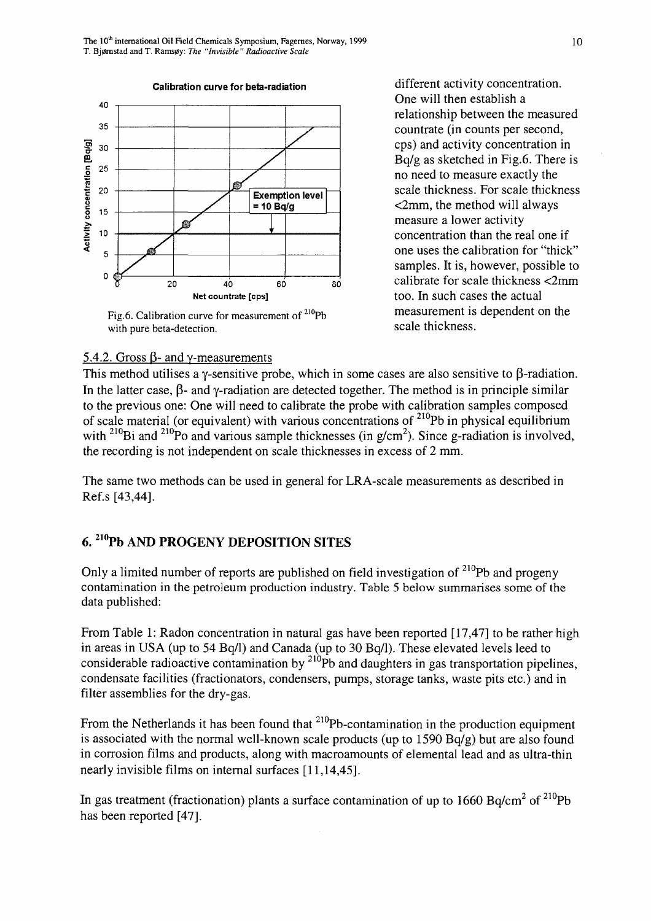different activity concentration. One will then establish a relationship between the measured countrate (in counts per second, cps) and activity concentration in Bq/g as sketched in Fig.6. There is no need to measure exactly the scale thickness. For scale thickness <2mm, the method will always measure a lower activity concentration than the real one if one uses the calibration for "thick" samples. It is, however, possible to calibrate for scale thickness <2mm too. In such cases the actual measurement is dependent on the scale thickness.

Fig.6. Calibration curve for measurement of $^{210}Pb$ with pure beta-detection.

#### 5.4.2. Gross β- and γ-measurements

This method utilises a γ-sensitive probe, which in some cases are also sensitive to β-radiation. In the latter case, β- and γ-radiation are detected together. The method is in principle similar to the previous one: One will need to calibrate the probe with calibration samples composed of scale material (or equivalent) with various concentrations of $^{210}Pb$ in physical equilibrium with $^{210}Bi$ and $^{210}Po$ and various sample thicknesses (in g/cm$^2$). Since g-radiation is involved, the recording is not independent on scale thicknesses in excess of 2 mm.

The same two methods can be used in general for LRA-scale measurements as described in Ref.s [43,44].

## 6. $^{210}Pb$ AND PROGENY DEPOSITION SITES

Only a limited number of reports are published on field investigation of $^{210}Pb$ and progeny contamination in the petroleum production industry. Table 5 below summarises some of the data published:

From Table 1: Radon concentration in natural gas have been reported [17,47] to be rather high in areas in USA (up to 54 Bq/l) and Canada (up to 30 Bq/l). These elevated levels leed to considerable radioactive contamination by $^{210}Pb$ and daughters in gas transportation pipelines, condensate facilities (fractionators, condensers, pumps, storage tanks, waste pits etc.) and in filter assemblies for the dry-gas.

From the Netherlands it has been found that $^{210}Pb$-contamination in the production equipment is associated with the normal well-known scale products (up to 1590 Bq/g) but are also found in corrosion films and products, along with macroamounts of elemental lead and as ultra-thin nearly invisible films on internal surfaces [11,14,45].

In gas treatment (fractionation) plants a surface contamination of up to 1660 Bq/cm$^2$ of $^{210}Pb$ has been reported [47].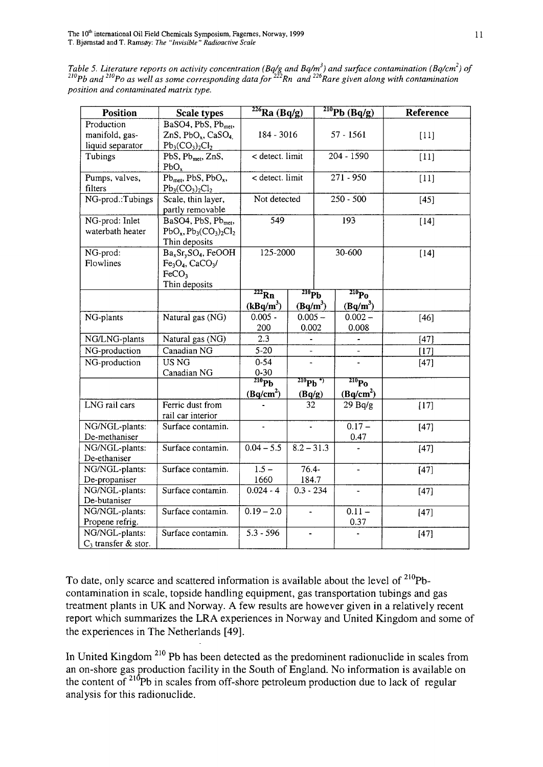*Table 5. Literature reports on activity concentration (Bq/g and Bq/m$^3$) and surface contamination (Bq/cm$^2$) of $^{210}Pb$ and $^{210}Po$ as well as some corresponding data for $^{222}Rn$ and $^{226}Ra$re given along with contamination position and contaminated matrix type.*

| Position | Scale types | $^{226}$Ra (Bq/g) | | $^{210}$Pb (Bq/g) | Reference |
|---|---|---|---|---|---|
| Production manifold, gas-liquid separator | $BaSO_4$, PbS, $Pb_{met}$, ZnS, $PbO_x$, $CaSO_4$, $Pb_3(CO_3)_2Cl_2$ | 184 - 3016 | | 57 - 1561 | [11] |
| Tubings | PbS, $Pb_{met}$, ZnS, $PbO_x$ | < detect. limit | | 204 - 1590 | [11] |
| Pumps, valves, filters | $Pb_{met}$, PbS, $PbO_x$, $Pb_3(CO_3)_2Cl_2$ | < detect. limit | | 271 - 950 | [11] |
| NG-prod.:Tubings | Scale, thin layer, partly removable | Not detected | | 250 - 500 | [45] |
| NG-prod: Inlet waterbath heater | $BaSO_4$, PbS, $Pb_{met}$, $PbO_x$, $Pb_3(CO_3)_2Cl_2$ Thin deposits | 549 | | 193 | [14] |
| NG-prod: Flowlines | $Ba_xSr_ySO_4$, FeOOH $Fe_3O_4$, $CaCO_3$/ $FeCO_3$ Thin deposits | 125-2000 | | 30-600 | [14] |
| | | $^{222}$Rn (kBq/m$^3$) | $^{210}$Pb (Bq/m$^3$) | $^{210}$Po (Bq/m$^3$) | |
| NG-plants | Natural gas (NG) | 0.005 - 200 | 0.005 – 0.002 | 0.002 – 0.008 | [46] |
| NG/LNG-plants | Natural gas (NG) | 2.3 | - | - | [47] |
| NG-production | Canadian NG | 5-20 | - | - | [17] |
| NG-production | US NG Canadian NG | 0-54 0-30 | - | - | [47] |
| | | $^{210}$Pb (Bq/cm$^2$) | $^{210}$Pb *) (Bq/g) | $^{210}$Po (Bq/cm$^2$) | |
| LNG rail cars | Ferric dust from rail car interior | - | 32 | 29 Bq/g | [17] |
| NG/NGL-plants: De-methaniser | Surface contamin. | - | - | 0.17 – 0.47 | [47] |
| NG/NGL-plants: De-ethaniser | Surface contamin. | 0.04 – 5.5 | 8.2 – 31.3 | - | [47] |
| NG/NGL-plants: De-propaniser | Surface contamin. | 1.5 – 1660 | 76.4- 184.7 | - | [47] |
| NG/NGL-plants: De-butaniser | Surface contamin. | 0.024 - 4 | 0.3 - 234 | - | [47] |
| NG/NGL-plants: Propene refrig. | Surface contamin. | 0.19 – 2.0 | - | 0.11 – 0.37 | [47] |
| NG/NGL-plants: $C_3$ transfer & stor. | Surface contamin. | 5.3 - 596 | - | - | [47] |

To date, only scarce and scattered information is available about the level of $^{210}$Pb-contamination in scale, topside handling equipment, gas transportation tubings and gas treatment plants in UK and Norway. A few results are however given in a relatively recent report which summarizes the LRA experiences in Norway and United Kingdom and some of the experiences in The Netherlands [49].

In United Kingdom $^{210}$Pb has been detected as the predominent radionuclide in scales from an on-shore gas production facility in the South of England. No information is available on the content of $^{210}$Pb in scales from off-shore petroleum production due to lack of regular analysis for this radionuclide.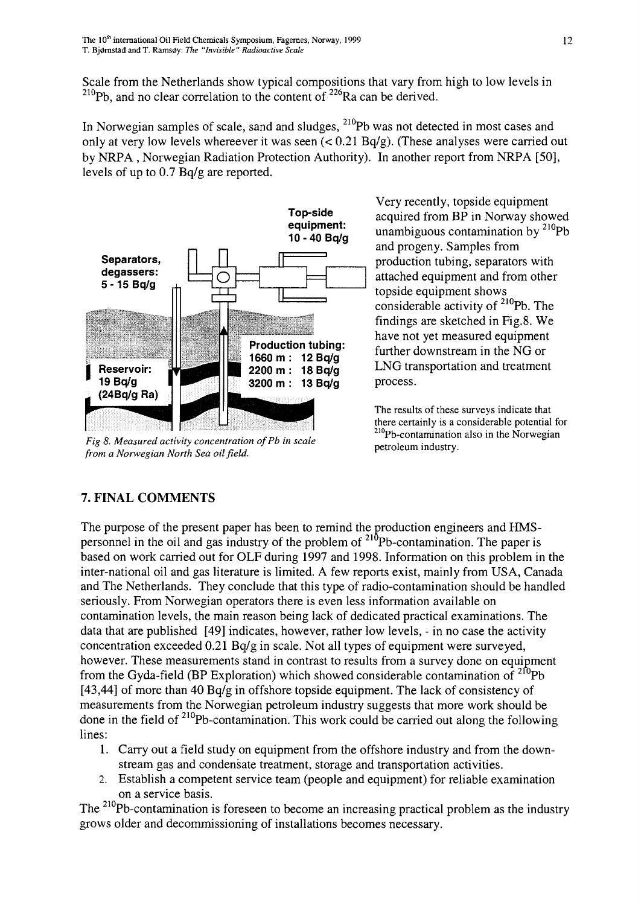Scale from the Netherlands show typical compositions that vary from high to low levels in $^{210}$Pb, and no clear correlation to the content of $^{226}$Ra can be derived.

In Norwegian samples of scale, sand and sludges, $^{210}$Pb was not detected in most cases and only at very low levels whereever it was seen (< 0.21 Bq/g). (These analyses were carried out by NRPA , Norwegian Radiation Protection Authority). In another report from NRPA [50], levels of up to 0.7 Bq/g are reported.

Top-side equipment: 10 - 40 Bq/g

Separators, degassers: 5 - 15 Bq/g

Production tubing: 1660 m : 12 Bq/g; 2200 m : 18 Bq/g; 3200 m : 13 Bq/g

Reservoir: 19 Bq/g (24Bq/g Ra)

*Fig 8. Measured activity concentration of Pb in scale from a Norwegian North Sea oil field.*

Very recently, topside equipment acquired from BP in Norway showed unambiguous contamination by $^{210}$Pb and progeny. Samples from production tubing, separators with attached equipment and from other topside equipment shows considerable activity of $^{210}$Pb. The findings are sketched in Fig.8. We have not yet measured equipment further downstream in the NG or LNG transportation and treatment process.

The results of these surveys indicate that there certainly is a considerable potential for $^{210}$Pb-contamination also in the Norwegian petroleum industry.

## 7. FINAL COMMENTS

The purpose of the present paper has been to remind the production engineers and HMS-personnel in the oil and gas industry of the problem of $^{210}$Pb-contamination. The paper is based on work carried out for OLF during 1997 and 1998. Information on this problem in the inter-national oil and gas literature is limited. A few reports exist, mainly from USA, Canada and The Netherlands. They conclude that this type of radio-contamination should be handled seriously. From Norwegian operators there is even less information available on contamination levels, the main reason being lack of dedicated practical examinations. The data that are published [49] indicates, however, rather low levels, - in no case the activity concentration exceeded 0.21 Bq/g in scale. Not all types of equipment were surveyed, however. These measurements stand in contrast to results from a survey done on equipment from the Gyda-field (BP Exploration) which showed considerable contamination of $^{210}$Pb [43,44] of more than 40 Bq/g in offshore topside equipment. The lack of consistency of measurements from the Norwegian petroleum industry suggests that more work should be done in the field of $^{210}$Pb-contamination. This work could be carried out along the following lines:

1. Carry out a field study on equipment from the offshore industry and from the down-stream gas and condensate treatment, storage and transportation activities.
2. Establish a competent service team (people and equipment) for reliable examination on a service basis.

The $^{210}$Pb-contamination is foreseen to become an increasing practical problem as the industry grows older and decommissioning of installations becomes necessary.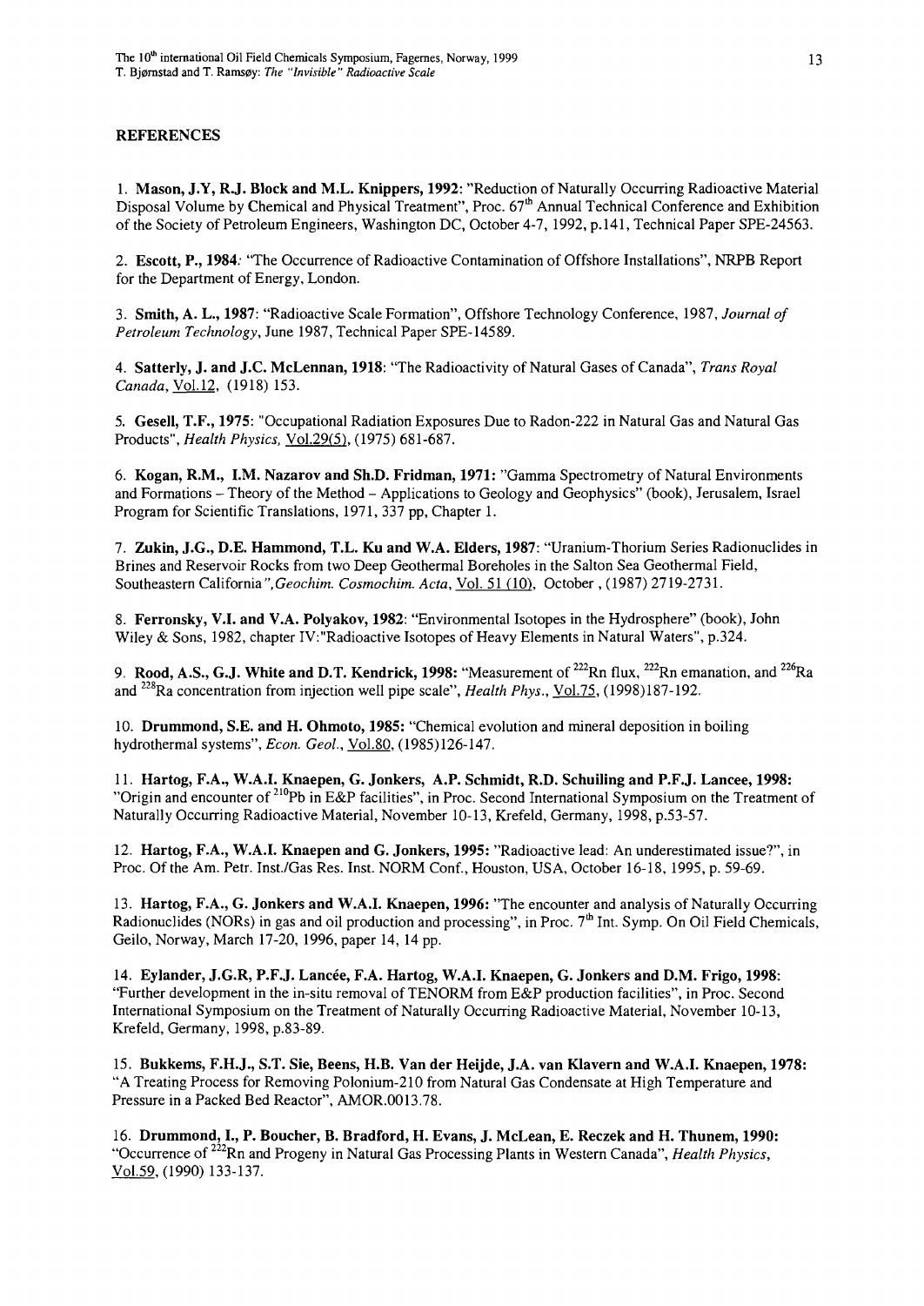**REFERENCES**

1. **Mason, J.Y, R.J. Block and M.L. Knippers, 1992:** "Reduction of Naturally Occurring Radioactive Material Disposal Volume by Chemical and Physical Treatment", Proc. 67[th] Annual Technical Conference and Exhibition of the Society of Petroleum Engineers, Washington DC, October 4-7, 1992, p.141, Technical Paper SPE-24563.

2. **Escott, P., 1984**: "The Occurrence of Radioactive Contamination of Offshore Installations", NRPB Report for the Department of Energy, London.

3. **Smith, A. L., 1987**: "Radioactive Scale Formation", Offshore Technology Conference, 1987, *Journal of Petroleum Technology*, June 1987, Technical Paper SPE-14589.

4. **Satterly, J. and J.C. McLennan, 1918**: "The Radioactivity of Natural Gases of Canada", *Trans Royal Canada*, Vol.12, (1918) 153.

5. **Gesell, T.F., 1975**: "Occupational Radiation Exposures Due to Radon-222 in Natural Gas and Natural Gas Products", *Health Physics*, Vol.29(5), (1975) 681-687.

6. **Kogan, R.M., I.M. Nazarov and Sh.D. Fridman, 1971:** "Gamma Spectrometry of Natural Environments and Formations – Theory of the Method – Applications to Geology and Geophysics" (book), Jerusalem, Israel Program for Scientific Translations, 1971, 337 pp, Chapter 1.

7. **Zukin, J.G., D.E. Hammond, T.L. Ku and W.A. Elders, 1987**: "Uranium-Thorium Series Radionuclides in Brines and Reservoir Rocks from two Deep Geothermal Boreholes in the Salton Sea Geothermal Field, Southeastern California",*Geochim. Cosmochim. Acta*, Vol. 51 (10), October , (1987) 2719-2731.

8. **Ferronsky, V.I. and V.A. Polyakov, 1982**: "Environmental Isotopes in the Hydrosphere" (book), John Wiley & Sons, 1982, chapter IV:"Radioactive Isotopes of Heavy Elements in Natural Waters", p.324.

9. **Rood, A.S., G.J. White and D.T. Kendrick, 1998:** "Measurement of $^{222}Rn$ flux, $^{222}Rn$ emanation, and $^{226}Ra$ and $^{228}Ra$ concentration from injection well pipe scale", *Health Phys.*, Vol.75, (1998)187-192.

10. **Drummond, S.E. and H. Ohmoto, 1985:** "Chemical evolution and mineral deposition in boiling hydrothermal systems", *Econ. Geol.*, Vol.80, (1985)126-147.

11. **Hartog, F.A., W.A.I. Knaepen, G. Jonkers, A.P. Schmidt, R.D. Schuiling and P.F.J. Lancee, 1998:** "Origin and encounter of $^{210}Pb$ in E&P facilities", in Proc. Second International Symposium on the Treatment of Naturally Occurring Radioactive Material, November 10-13, Krefeld, Germany, 1998, p.53-57.

12. **Hartog, F.A., W.A.I. Knaepen and G. Jonkers, 1995:** "Radioactive lead: An underestimated issue?", in Proc. Of the Am. Petr. Inst./Gas Res. Inst. NORM Conf., Houston, USA, October 16-18, 1995, p. 59-69.

13. **Hartog, F.A., G. Jonkers and W.A.I. Knaepen, 1996:** "The encounter and analysis of Naturally Occurring Radionuclides (NORs) in gas and oil production and processing", in Proc. 7[th] Int. Symp. On Oil Field Chemicals, Geilo, Norway, March 17-20, 1996, paper 14, 14 pp.

14. **Eylander, J.G.R, P.F.J. Lancée, F.A. Hartog, W.A.I. Knaepen, G. Jonkers and D.M. Frigo, 1998:** "Further development in the in-situ removal of TENORM from E&P production facilities", in Proc. Second International Symposium on the Treatment of Naturally Occurring Radioactive Material, November 10-13, Krefeld, Germany, 1998, p.83-89.

15. **Bukkems, F.H.J., S.T. Sie, Beens, H.B. Van der Heijde, J.A. van Klavern and W.A.I. Knaepen, 1978:** "A Treating Process for Removing Polonium-210 from Natural Gas Condensate at High Temperature and Pressure in a Packed Bed Reactor", AMOR.0013.78.

16. **Drummond, I., P. Boucher, B. Bradford, H. Evans, J. McLean, E. Reczek and H. Thunem, 1990:** "Occurrence of $^{222}Rn$ and Progeny in Natural Gas Processing Plants in Western Canada", *Health Physics*, Vol.59, (1990) 133-137.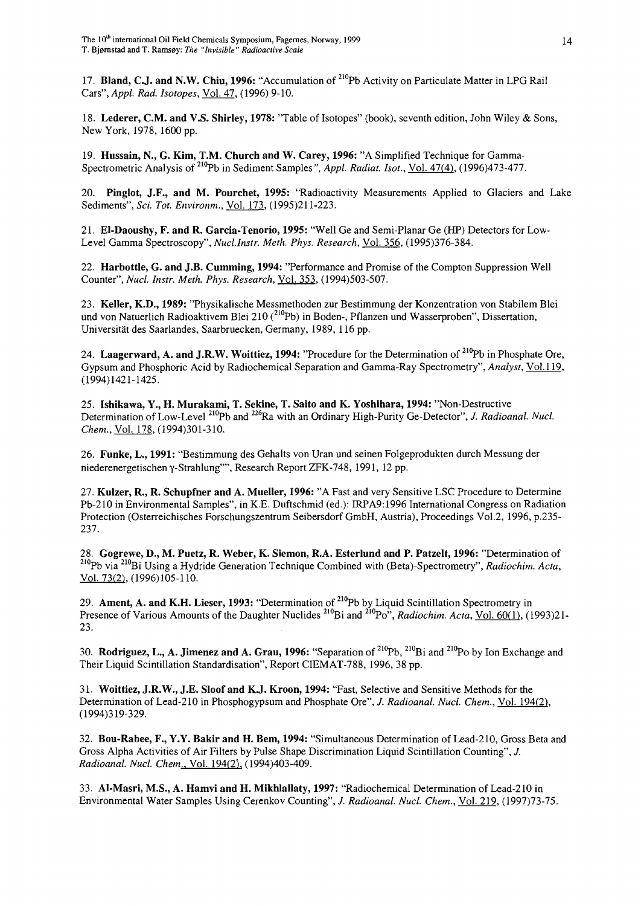17. **Bland, C.J. and N.W. Chiu, 1996:** "Accumulation of $^{210}$Pb Activity on Particulate Matter in LPG Rail Cars", *Appl. Rad. Isotopes*, Vol. 47, (1996) 9-10.

18. **Lederer, C.M. and V.S. Shirley, 1978:** "Table of Isotopes" (book), seventh edition, John Wiley & Sons, New York, 1978, 1600 pp.

19. **Hussain, N., G. Kim, T.M. Church and W. Carey, 1996:** "A Simplified Technique for Gamma-Spectrometric Analysis of $^{210}$Pb in Sediment Samples", *Appl. Radiat. Isot.*, Vol. 47(4), (1996)473-477.

20. **Pinglot, J.F., and M. Pourchet, 1995:** "Radioactivity Measurements Applied to Glaciers and Lake Sediments", *Sci. Tot. Environm.*, Vol. 173, (1995)211-223.

21. **El-Daoushy, F. and R. Garcia-Tenorio, 1995:** "Well Ge and Semi-Planar Ge (HP) Detectors for Low-Level Gamma Spectroscopy", *Nucl.Instr. Meth. Phys. Research*, Vol. 356, (1995)376-384.

22. **Harbottle, G. and J.B. Cumming, 1994:** "Performance and Promise of the Compton Suppression Well Counter", *Nucl. Instr. Meth. Phys. Research*, Vol. 353, (1994)503-507.

23. **Keller, K.D., 1989:** "Physikalische Messmethoden zur Bestimmung der Konzentration von Stabilem Blei und von Natuerlich Radioaktivem Blei 210 ($^{210}$Pb) in Boden-, Pflanzen und Wasserproben", Dissertation, Universität des Saarlandes, Saarbruecken, Germany, 1989, 116 pp.

24. **Laagerward, A. and J.R.W. Woittiez, 1994:** "Procedure for the Determination of $^{210}$Pb in Phosphate Ore, Gypsum and Phosphoric Acid by Radiochemical Separation and Gamma-Ray Spectrometry", *Analyst*, Vol.119, (1994)1421-1425.

25. **Ishikawa, Y., H. Murakami, T. Sekine, T. Saito and K. Yoshihara, 1994:** "Non-Destructive Determination of Low-Level $^{210}$Pb and $^{226}$Ra with an Ordinary High-Purity Ge-Detector", *J. Radioanal. Nucl. Chem.*, Vol. 178, (1994)301-310.

26. **Funke, L., 1991:** "Bestimmung des Gehalts von Uran und seinen Folgeprodukten durch Messung der niederenergetischen $\gamma$-Strahlung"", Research Report ZFK-748, 1991, 12 pp.

27. **Kulzer, R., R. Schupfner and A. Mueller, 1996:** "A Fast and very Sensitive LSC Procedure to Determine Pb-210 in Environmental Samples", in K.E. Duftschmid (ed.): IRPA9:1996 International Congress on Radiation Protection (Osterreichisches Forschungszentrum Seibersdorf GmbH, Austria), Proceedings Vol.2, 1996, p.235-237.

28. **Gogrewe, D., M. Puetz, R. Weber, K. Siemon, R.A. Esterlund and P. Patzelt, 1996:** "Determination of $^{210}$Pb via $^{210}$Bi Using a Hydride Generation Technique Combined with (Beta)-Spectrometry", *Radiochim. Acta*, Vol. 73(2), (1996)105-110.

29. **Ament, A. and K.H. Lieser, 1993:** "Determination of $^{210}$Pb by Liquid Scintillation Spectrometry in Presence of Various Amounts of the Daughter Nuclides $^{210}$Bi and $^{210}$Po", *Radiochim. Acta*, Vol. 60(1), (1993)21-23.

30. **Rodriguez, L., A. Jimenez and A. Grau, 1996:** "Separation of $^{210}$Pb, $^{210}$Bi and $^{210}$Po by Ion Exchange and Their Liquid Scintillation Standardisation", Report CIEMAT-788, 1996, 38 pp.

31. **Woittiez, J.R.W., J.E. Sloof and K.J. Kroon, 1994:** "Fast, Selective and Sensitive Methods for the Determination of Lead-210 in Phosphogypsum and Phosphate Ore", *J. Radioanal. Nucl. Chem.*, Vol. 194(2), (1994)319-329.

32. **Bou-Rabee, F., Y.Y. Bakir and H. Bem, 1994:** "Simultaneous Determination of Lead-210, Gross Beta and Gross Alpha Activities of Air Filters by Pulse Shape Discrimination Liquid Scintillation Counting", *J. Radioanal. Nucl. Chem.*, Vol. 194(2), (1994)403-409.

33. **Al-Masri, M.S., A. Hamvi and H. Mikhlallaty, 1997:** "Radiochemical Determination of Lead-210 in Environmental Water Samples Using Cerenkov Counting", *J. Radioanal. Nucl. Chem.*, Vol. 219, (1997)73-75.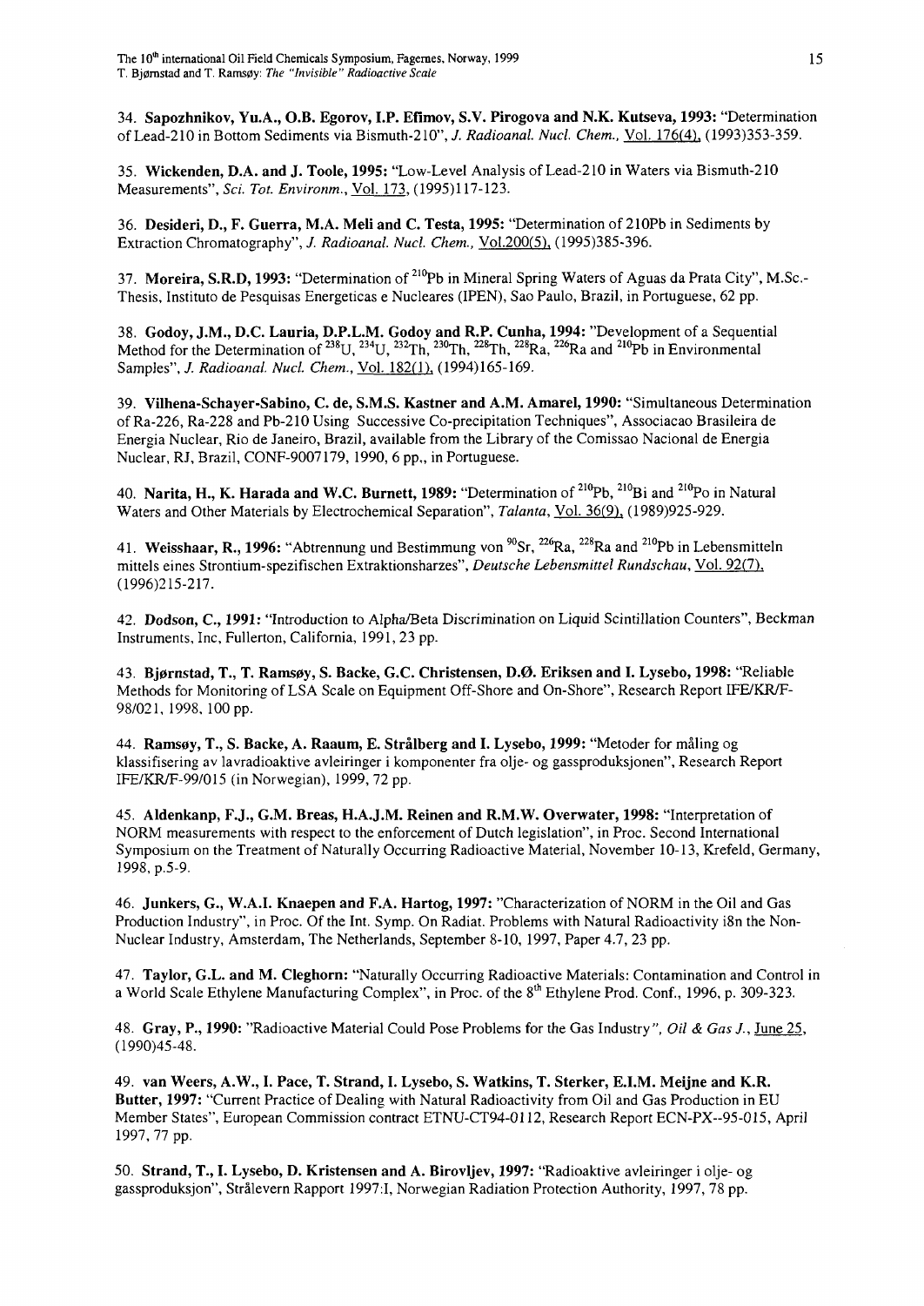34. **Sapozhnikov, Yu.A., O.B. Egorov, I.P. Efimov, S.V. Pirogova and N.K. Kutseva, 1993:** "Determination of Lead-210 in Bottom Sediments via Bismuth-210", *J. Radioanal. Nucl. Chem.*, Vol. 176(4), (1993)353-359.

35. **Wickenden, D.A. and J. Toole, 1995:** "Low-Level Analysis of Lead-210 in Waters via Bismuth-210 Measurements", *Sci. Tot. Environm.*, Vol. 173, (1995)117-123.

36. **Desideri, D., F. Guerra, M.A. Meli and C. Testa, 1995:** "Determination of 210Pb in Sediments by Extraction Chromatography", *J. Radioanal. Nucl. Chem.*, Vol.200(5), (1995)385-396.

37. **Moreira, S.R.D, 1993:** "Determination of $^{210}$Pb in Mineral Spring Waters of Aguas da Prata City", M.Sc.-Thesis, Instituto de Pesquisas Energeticas e Nucleares (IPEN), Sao Paulo, Brazil, in Portuguese, 62 pp.

38. **Godoy, J.M., D.C. Lauria, D.P.L.M. Godoy and R.P. Cunha, 1994:** "Development of a Sequential Method for the Determination of $^{238}$U, $^{234}$U, $^{232}$Th, $^{230}$Th, $^{228}$Th, $^{228}$Ra, $^{226}$Ra and $^{210}$Pb in Environmental Samples", *J. Radioanal. Nucl. Chem.*, Vol. 182(1), (1994)165-169.

39. **Vilhena-Schayer-Sabino, C. de, S.M.S. Kastner and A.M. Amarel, 1990:** "Simultaneous Determination of Ra-226, Ra-228 and Pb-210 Using Successive Co-precipitation Techniques", Associacao Brasileira de Energia Nuclear, Rio de Janeiro, Brazil, available from the Library of the Comissao Nacional de Energia Nuclear, RJ, Brazil, CONF-9007179, 1990, 6 pp., in Portuguese.

40. **Narita, H., K. Harada and W.C. Burnett, 1989:** "Determination of $^{210}$Pb, $^{210}$Bi and $^{210}$Po in Natural Waters and Other Materials by Electrochemical Separation", *Talanta*, Vol. 36(9), (1989)925-929.

41. **Weisshaar, R., 1996:** "Abtrennung und Bestimmung von $^{90}$Sr, $^{226}$Ra, $^{228}$Ra and $^{210}$Pb in Lebensmitteln mittels eines Strontium-spezifischen Extraktionsharzes", *Deutsche Lebensmittel Rundschau*, Vol. 92(7), (1996)215-217.

42. **Dodson, C., 1991:** "Introduction to Alpha/Beta Discrimination on Liquid Scintillation Counters", Beckman Instruments, Inc, Fullerton, California, 1991, 23 pp.

43. **Bjørnstad, T., T. Ramsøy, S. Backe, G.C. Christensen, D.Ø. Eriksen and I. Lysebo, 1998:** "Reliable Methods for Monitoring of LSA Scale on Equipment Off-Shore and On-Shore", Research Report IFE/KR/F-98/021, 1998, 100 pp.

44. **Ramsøy, T., S. Backe, A. Raaum, E. Strålberg and I. Lysebo, 1999:** "Metoder for måling og klassifisering av lavradioaktive avleiringer i komponenter fra olje- og gassproduksjonen", Research Report IFE/KR/F-99/015 (in Norwegian), 1999, 72 pp.

45. **Aldenkanp, F.J., G.M. Breas, H.A.J.M. Reinen and R.M.W. Overwater, 1998:** "Interpretation of NORM measurements with respect to the enforcement of Dutch legislation", in Proc. Second International Symposium on the Treatment of Naturally Occurring Radioactive Material, November 10-13, Krefeld, Germany, 1998, p.5-9.

46. **Junkers, G., W.A.I. Knaepen and F.A. Hartog, 1997:** "Characterization of NORM in the Oil and Gas Production Industry", in Proc. Of the Int. Symp. On Radiat. Problems with Natural Radioactivity i8n the Non-Nuclear Industry, Amsterdam, The Netherlands, September 8-10, 1997, Paper 4.7, 23 pp.

47. **Taylor, G.L. and M. Cleghorn:** "Naturally Occurring Radioactive Materials: Contamination and Control in a World Scale Ethylene Manufacturing Complex", in Proc. of the 8$^{th}$ Ethylene Prod. Conf., 1996, p. 309-323.

48. **Gray, P., 1990:** "Radioactive Material Could Pose Problems for the Gas Industry", *Oil & Gas J.*, June 25, (1990)45-48.

49. **van Weers, A.W., I. Pace, T. Strand, I. Lysebo, S. Watkins, T. Sterker, E.I.M. Meijne and K.R. Butter, 1997:** "Current Practice of Dealing with Natural Radioactivity from Oil and Gas Production in EU Member States", European Commission contract ETNU-CT94-0112, Research Report ECN-PX--95-015, April 1997, 77 pp.

50. **Strand, T., I. Lysebo, D. Kristensen and A. Birovljev, 1997:** "Radioaktive avleiringer i olje- og gassproduksjon", Strålevern Rapport 1997:I, Norwegian Radiation Protection Authority, 1997, 78 pp.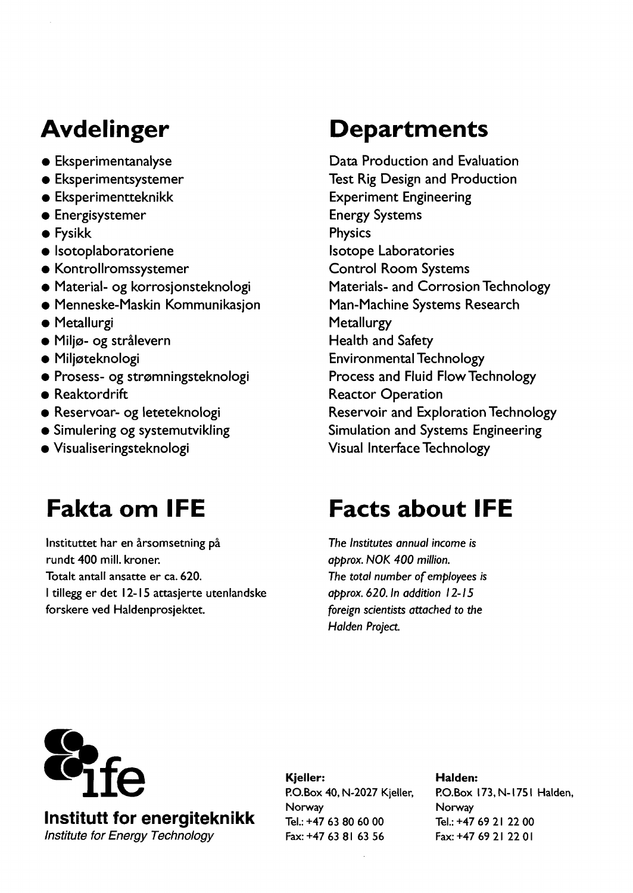# Avdelinger

- Eksperimentanalyse
- Eksperimentsystemer
- Eksperimentteknikk
- Energisystemer
- Fysikk
- Isotoplaboratoriene
- Kontrollromssystemer
- Material- og korrosjonsteknologi
- Menneske-Maskin Kommunikasjon
- Metallurgi
- Miljø- og strålevern
- Miljøteknologi
- Prosess- og strømningsteknologi
- Reaktordrift
- Reservoar- og leteteknologi
- Simulering og systemutvikling
- Visualiseringsteknologi

# Departments

Data Production and Evaluation
Test Rig Design and Production
Experiment Engineering
Energy Systems
Physics
Isotope Laboratories
Control Room Systems
Materials- and Corrosion Technology
Man-Machine Systems Research
Metallurgy
Health and Safety
Environmental Technology
Process and Fluid Flow Technology
Reactor Operation
Reservoir and Exploration Technology
Simulation and Systems Engineering
Visual Interface Technology

# Fakta om IFE

Instituttet har en årsomsetning på rundt 400 mill. kroner.
Totalt antall ansatte er ca. 620.
I tillegg er det 12-15 attasjerte utenlandske forskere ved Haldenprosjektet.

# Facts about IFE

*The Institutes annual income is approx. NOK 400 million.*
*The total number of employees is approx. 620. In addition 12-15 foreign scientists attached to the Halden Project.*

**ife**

**Institutt for energiteknikk**
*Institute for Energy Technology*

**Kjeller:**
P.O.Box 40, N-2027 Kjeller, Norway
Tel.: +47 63 80 60 00
Fax: +47 63 81 63 56

**Halden:**
P.O.Box 173, N-1751 Halden, Norway
Tel.: +47 69 21 22 00
Fax: +47 69 21 22 01